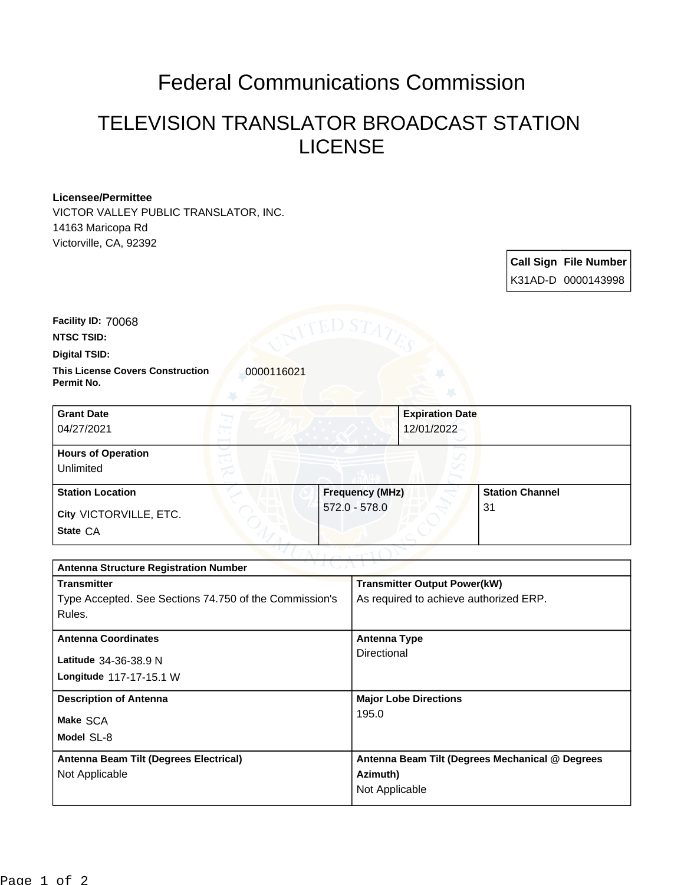# Federal Communications Commission

## TELEVISION TRANSLATOR BROADCAST STATION LICENSE

**Licensee/Permittee**
VICTOR VALLEY PUBLIC TRANSLATOR, INC.
14163 Maricopa Rd
Victorville, CA, 92392

| Call Sign | File Number |
| --- | --- |
| K31AD-D | 0000143998 |

**Facility ID:** 70068

**NTSC TSID:**

**Digital TSID:**

**This License Covers Construction Permit No.** 0000116021

| Grant Date | Expiration Date | |
| --- | --- | --- |
| 04/27/2021 | 12/01/2022 | |
| **Hours of Operation** | | |
| Unlimited | | |
| **Station Location** | **Frequency (MHz)** | **Station Channel** |
| **City** VICTORVILLE, ETC. **State** CA | 572.0 - 578.0 | 31 |

| Antenna Structure Registration Number | |
| --- | --- |
| **Transmitter** | **Transmitter Output Power(kW)** |
| Type Accepted. See Sections 74.750 of the Commission's Rules. | As required to achieve authorized ERP. |
| **Antenna Coordinates** | **Antenna Type** |
| **Latitude** 34-36-38.9 N **Longitude** 117-17-15.1 W | Directional |
| **Description of Antenna** | **Major Lobe Directions** |
| **Make** SCA **Model** SL-8 | 195.0 |
| **Antenna Beam Tilt (Degrees Electrical)** | **Antenna Beam Tilt (Degrees Mechanical @ Degrees Azimuth)** |
| Not Applicable | Not Applicable |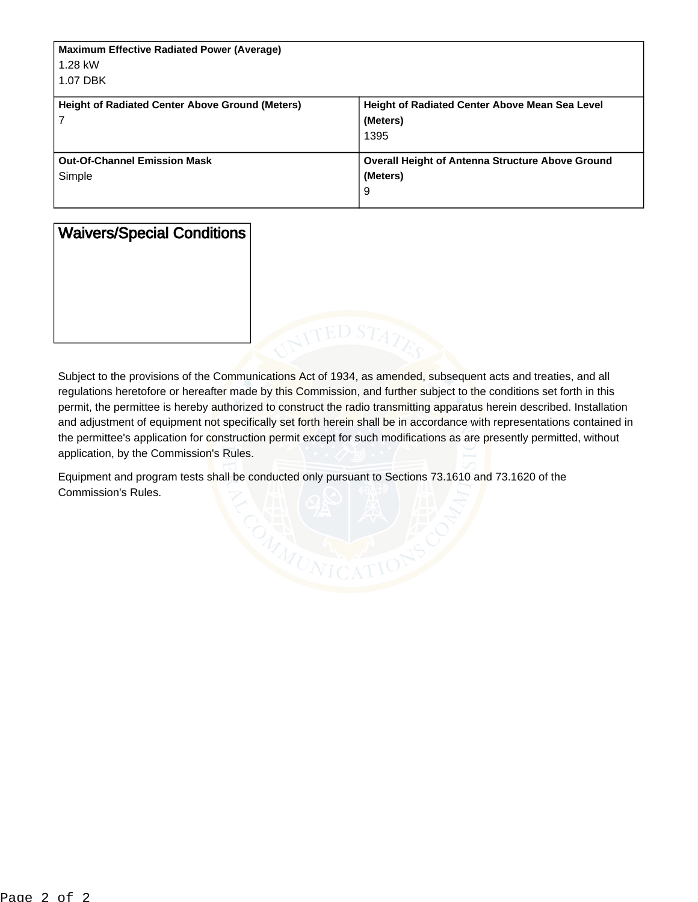| | |
|---|---|
| **Maximum Effective Radiated Power (Average)**<br>1.28 kW<br>1.07 DBK | |
| **Height of Radiated Center Above Ground (Meters)**<br>7 | **Height of Radiated Center Above Mean Sea Level (Meters)**<br>1395 |
| **Out-Of-Channel Emission Mask**<br>Simple | **Overall Height of Antenna Structure Above Ground (Meters)**<br>9 |

## Waivers/Special Conditions

Subject to the provisions of the Communications Act of 1934, as amended, subsequent acts and treaties, and all regulations heretofore or hereafter made by this Commission, and further subject to the conditions set forth in this permit, the permittee is hereby authorized to construct the radio transmitting apparatus herein described. Installation and adjustment of equipment not specifically set forth herein shall be in accordance with representations contained in the permittee's application for construction permit except for such modifications as are presently permitted, without application, by the Commission's Rules.

Equipment and program tests shall be conducted only pursuant to Sections 73.1610 and 73.1620 of the Commission's Rules.